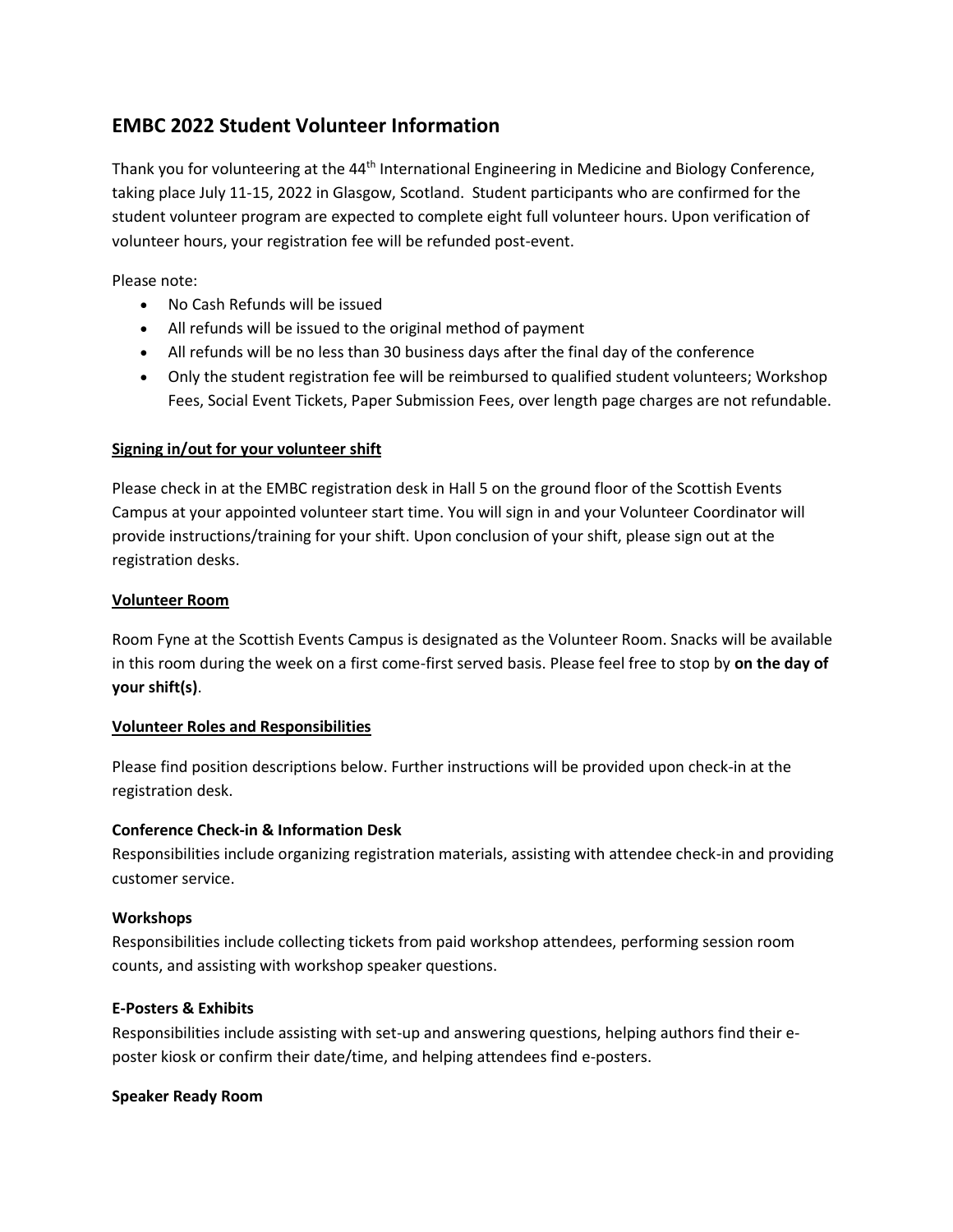# EMBC 2022 Student Volunteer Information

Thank you for volunteering at the 44th International Engineering in Medicine and Biology Conference, taking place July 11-15, 2022 in Glasgow, Scotland. Student participants who are confirmed for the student volunteer program are expected to complete eight full volunteer hours. Upon verification of volunteer hours, your registration fee will be refunded post-event.

Please note:

- No Cash Refunds will be issued
- All refunds will be issued to the original method of payment
- All refunds will be no less than 30 business days after the final day of the conference
- Only the student registration fee will be reimbursed to qualified student volunteers; Workshop Fees, Social Event Tickets, Paper Submission Fees, over length page charges are not refundable.

## Signing in/out for your volunteer shift

Please check in at the EMBC registration desk in Hall 5 on the ground floor of the Scottish Events Campus at your appointed volunteer start time. You will sign in and your Volunteer Coordinator will provide instructions/training for your shift. Upon conclusion of your shift, please sign out at the registration desks.

## Volunteer Room

Room Fyne at the Scottish Events Campus is designated as the Volunteer Room. Snacks will be available in this room during the week on a first come-first served basis. Please feel free to stop by **on the day of your shift(s)**.

## Volunteer Roles and Responsibilities

Please find position descriptions below. Further instructions will be provided upon check-in at the registration desk.

### Conference Check-in & Information Desk

Responsibilities include organizing registration materials, assisting with attendee check-in and providing customer service.

### Workshops

Responsibilities include collecting tickets from paid workshop attendees, performing session room counts, and assisting with workshop speaker questions.

### E-Posters & Exhibits

Responsibilities include assisting with set-up and answering questions, helping authors find their e-poster kiosk or confirm their date/time, and helping attendees find e-posters.

### Speaker Ready Room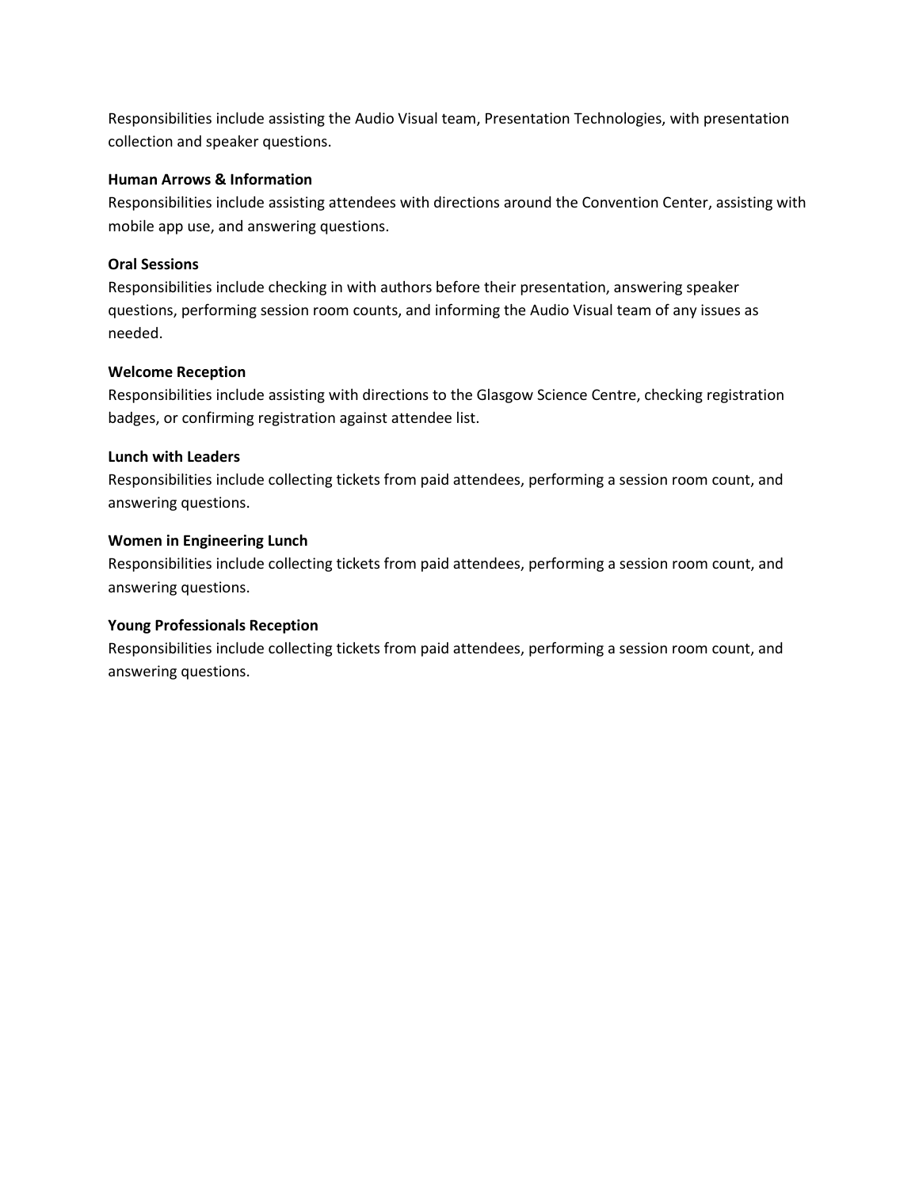Responsibilities include assisting the Audio Visual team, Presentation Technologies, with presentation collection and speaker questions.

**Human Arrows & Information**
Responsibilities include assisting attendees with directions around the Convention Center, assisting with mobile app use, and answering questions.

**Oral Sessions**
Responsibilities include checking in with authors before their presentation, answering speaker questions, performing session room counts, and informing the Audio Visual team of any issues as needed.

**Welcome Reception**
Responsibilities include assisting with directions to the Glasgow Science Centre, checking registration badges, or confirming registration against attendee list.

**Lunch with Leaders**
Responsibilities include collecting tickets from paid attendees, performing a session room count, and answering questions.

**Women in Engineering Lunch**
Responsibilities include collecting tickets from paid attendees, performing a session room count, and answering questions.

**Young Professionals Reception**
Responsibilities include collecting tickets from paid attendees, performing a session room count, and answering questions.